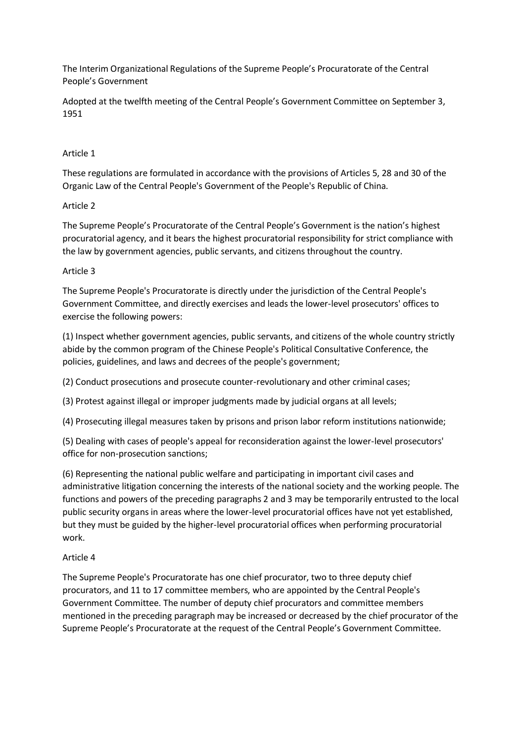# The Interim Organizational Regulations of the Supreme People's Procuratorate of the Central People's Government

Adopted at the twelfth meeting of the Central People's Government Committee on September 3, 1951

## Article 1

These regulations are formulated in accordance with the provisions of Articles 5, 28 and 30 of the Organic Law of the Central People's Government of the People's Republic of China.

## Article 2

The Supreme People's Procuratorate of the Central People's Government is the nation's highest procuratorial agency, and it bears the highest procuratorial responsibility for strict compliance with the law by government agencies, public servants, and citizens throughout the country.

## Article 3

The Supreme People's Procuratorate is directly under the jurisdiction of the Central People's Government Committee, and directly exercises and leads the lower-level prosecutors' offices to exercise the following powers:

(1) Inspect whether government agencies, public servants, and citizens of the whole country strictly abide by the common program of the Chinese People's Political Consultative Conference, the policies, guidelines, and laws and decrees of the people's government;

(2) Conduct prosecutions and prosecute counter-revolutionary and other criminal cases;

(3) Protest against illegal or improper judgments made by judicial organs at all levels;

(4) Prosecuting illegal measures taken by prisons and prison labor reform institutions nationwide;

(5) Dealing with cases of people's appeal for reconsideration against the lower-level prosecutors' office for non-prosecution sanctions;

(6) Representing the national public welfare and participating in important civil cases and administrative litigation concerning the interests of the national society and the working people. The functions and powers of the preceding paragraphs 2 and 3 may be temporarily entrusted to the local public security organs in areas where the lower-level procuratorial offices have not yet established, but they must be guided by the higher-level procuratorial offices when performing procuratorial work.

## Article 4

The Supreme People's Procuratorate has one chief procurator, two to three deputy chief procurators, and 11 to 17 committee members, who are appointed by the Central People's Government Committee. The number of deputy chief procurators and committee members mentioned in the preceding paragraph may be increased or decreased by the chief procurator of the Supreme People's Procuratorate at the request of the Central People's Government Committee.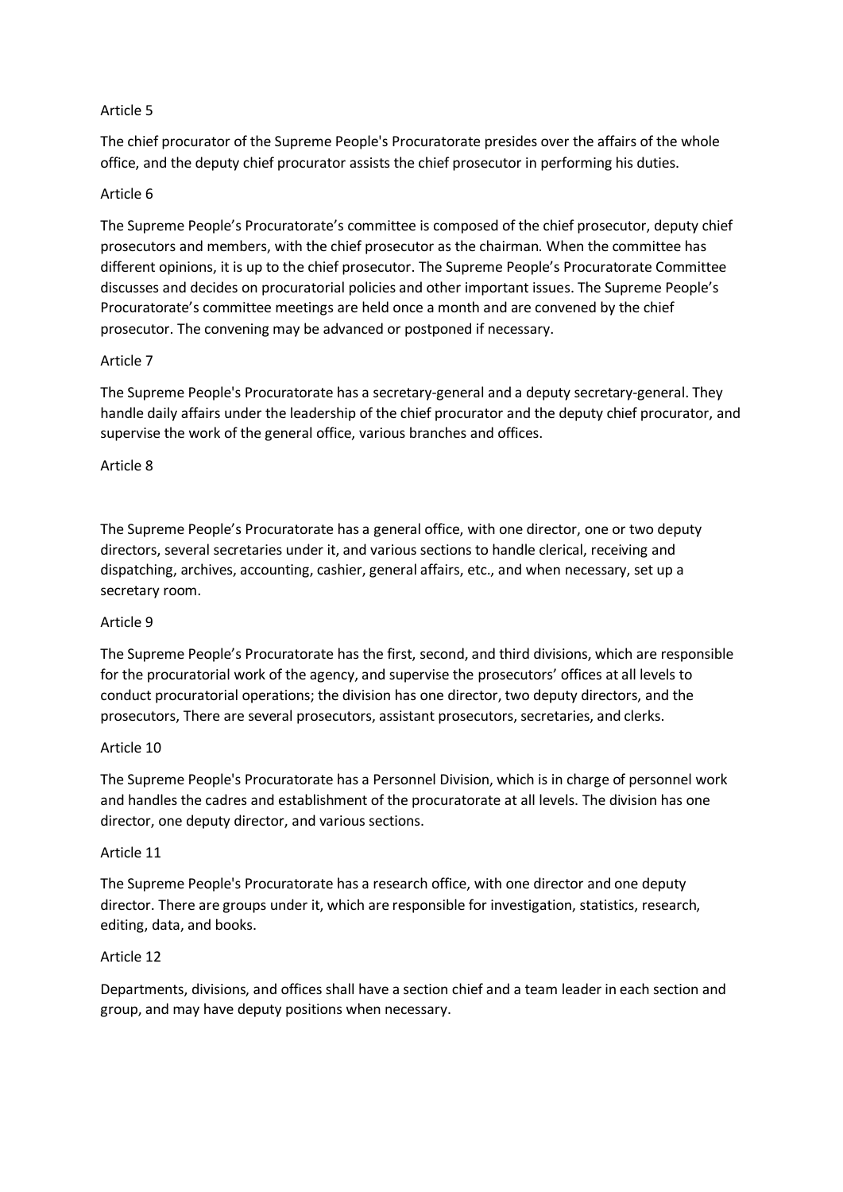Article 5

The chief procurator of the Supreme People's Procuratorate presides over the affairs of the whole office, and the deputy chief procurator assists the chief prosecutor in performing his duties.

Article 6

The Supreme People's Procuratorate's committee is composed of the chief prosecutor, deputy chief prosecutors and members, with the chief prosecutor as the chairman. When the committee has different opinions, it is up to the chief prosecutor. The Supreme People's Procuratorate Committee discusses and decides on procuratorial policies and other important issues. The Supreme People's Procuratorate's committee meetings are held once a month and are convened by the chief prosecutor. The convening may be advanced or postponed if necessary.

Article 7

The Supreme People's Procuratorate has a secretary-general and a deputy secretary-general. They handle daily affairs under the leadership of the chief procurator and the deputy chief procurator, and supervise the work of the general office, various branches and offices.

Article 8

The Supreme People's Procuratorate has a general office, with one director, one or two deputy directors, several secretaries under it, and various sections to handle clerical, receiving and dispatching, archives, accounting, cashier, general affairs, etc., and when necessary, set up a secretary room.

Article 9

The Supreme People's Procuratorate has the first, second, and third divisions, which are responsible for the procuratorial work of the agency, and supervise the prosecutors' offices at all levels to conduct procuratorial operations; the division has one director, two deputy directors, and the prosecutors, There are several prosecutors, assistant prosecutors, secretaries, and clerks.

Article 10

The Supreme People's Procuratorate has a Personnel Division, which is in charge of personnel work and handles the cadres and establishment of the procuratorate at all levels. The division has one director, one deputy director, and various sections.

Article 11

The Supreme People's Procuratorate has a research office, with one director and one deputy director. There are groups under it, which are responsible for investigation, statistics, research, editing, data, and books.

Article 12

Departments, divisions, and offices shall have a section chief and a team leader in each section and group, and may have deputy positions when necessary.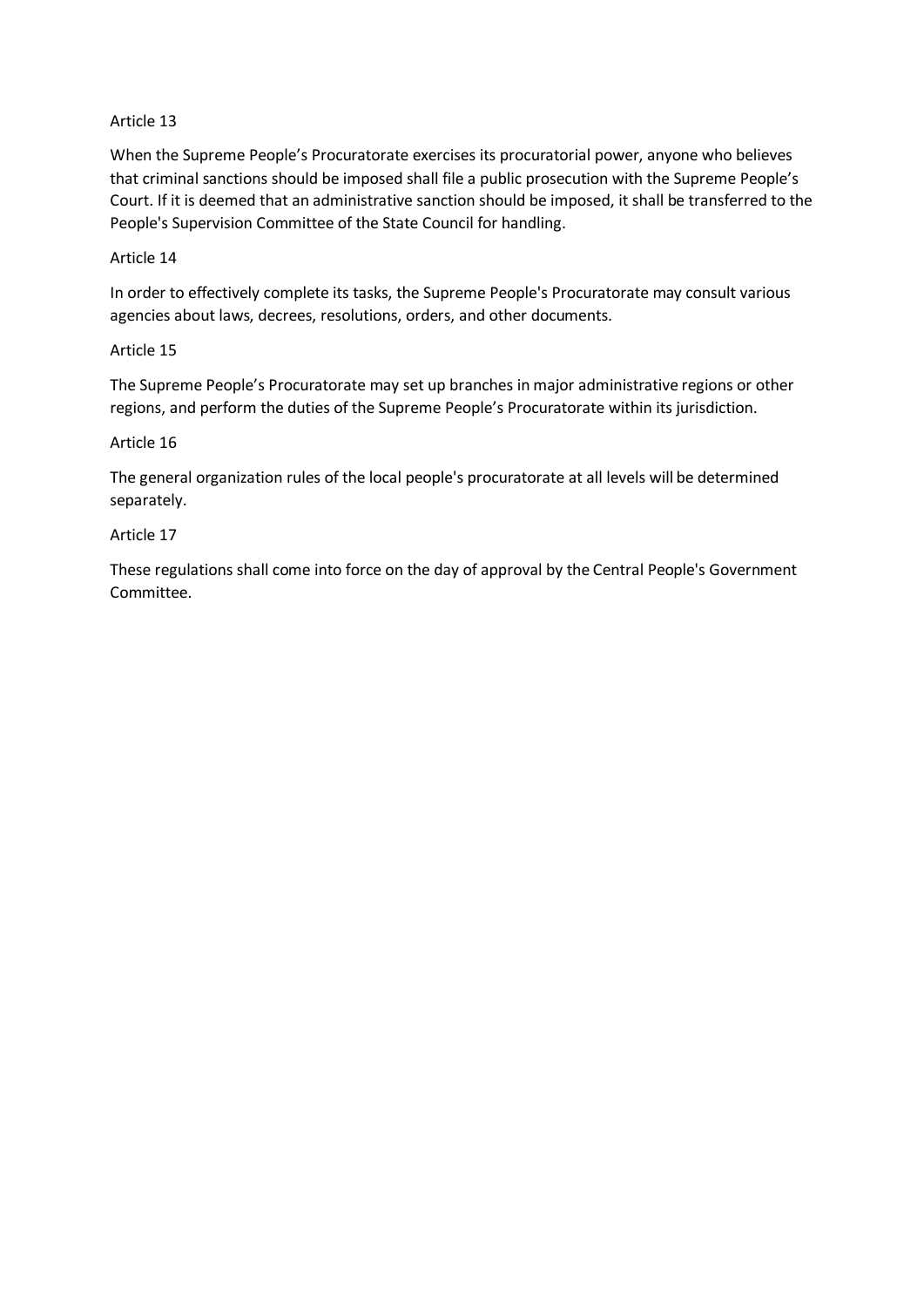Article 13

When the Supreme People's Procuratorate exercises its procuratorial power, anyone who believes that criminal sanctions should be imposed shall file a public prosecution with the Supreme People's Court. If it is deemed that an administrative sanction should be imposed, it shall be transferred to the People's Supervision Committee of the State Council for handling.

Article 14

In order to effectively complete its tasks, the Supreme People's Procuratorate may consult various agencies about laws, decrees, resolutions, orders, and other documents.

Article 15

The Supreme People's Procuratorate may set up branches in major administrative regions or other regions, and perform the duties of the Supreme People's Procuratorate within its jurisdiction.

Article 16

The general organization rules of the local people's procuratorate at all levels will be determined separately.

Article 17

These regulations shall come into force on the day of approval by the Central People's Government Committee.